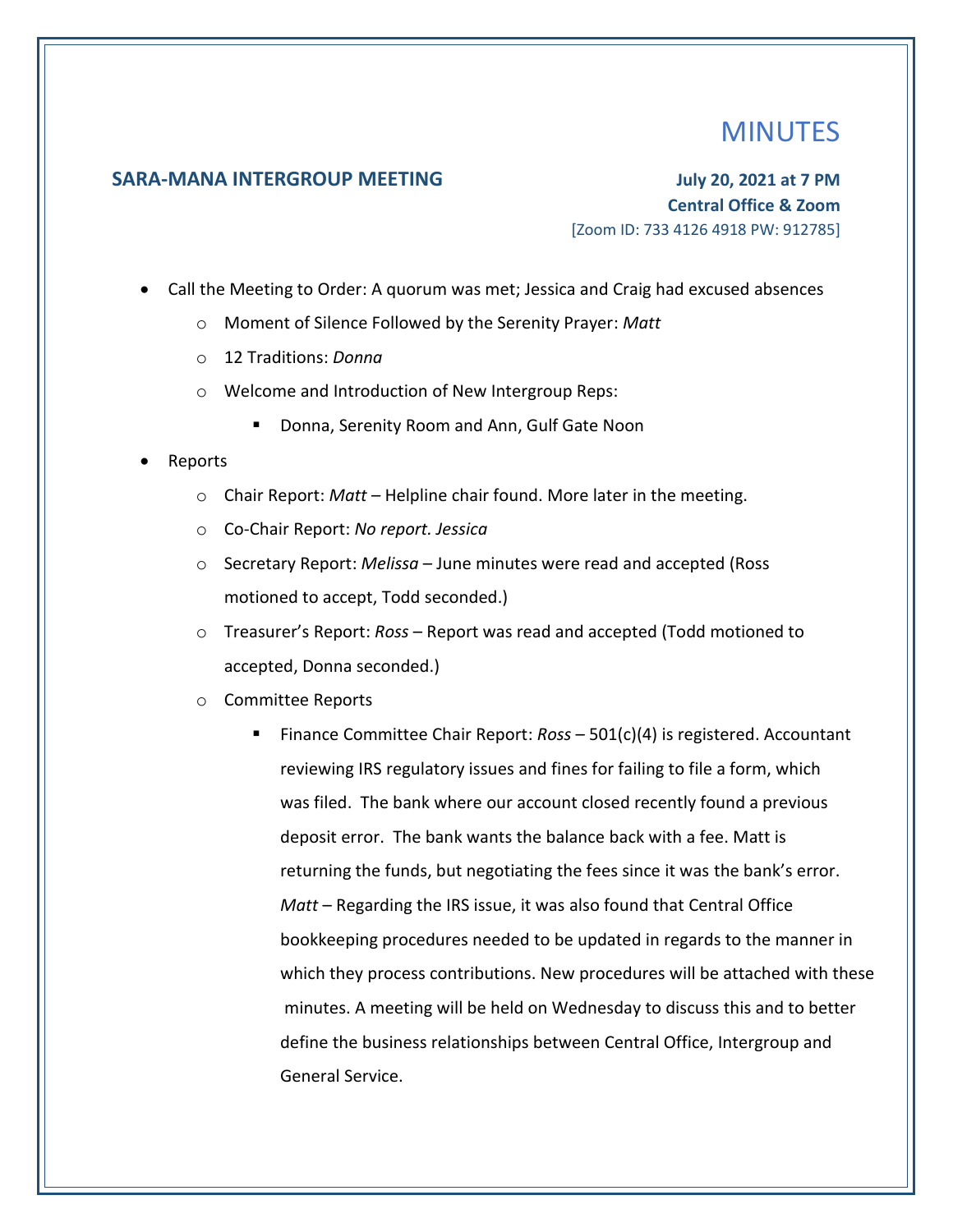# MINUTES

**SARA-MANA INTERGROUP MEETING**

**July 20, 2021 at 7 PM**
**Central Office & Zoom**
[Zoom ID: 733 4126 4918 PW: 912785]

- Call the Meeting to Order: A quorum was met; Jessica and Craig had excused absences
  - Moment of Silence Followed by the Serenity Prayer: *Matt*
  - 12 Traditions: *Donna*
  - Welcome and Introduction of New Intergroup Reps:
    - Donna, Serenity Room and Ann, Gulf Gate Noon
- Reports
  - Chair Report: *Matt* – Helpline chair found. More later in the meeting.
  - Co-Chair Report: *No report. Jessica*
  - Secretary Report: *Melissa* – June minutes were read and accepted (Ross motioned to accept, Todd seconded.)
  - Treasurer's Report: *Ross* – Report was read and accepted (Todd motioned to accepted, Donna seconded.)
  - Committee Reports
    - Finance Committee Chair Report: *Ross* – 501(c)(4) is registered. Accountant reviewing IRS regulatory issues and fines for failing to file a form, which was filed. The bank where our account closed recently found a previous deposit error. The bank wants the balance back with a fee. Matt is returning the funds, but negotiating the fees since it was the bank's error. *Matt* – Regarding the IRS issue, it was also found that Central Office bookkeeping procedures needed to be updated in regards to the manner in which they process contributions. New procedures will be attached with these minutes. A meeting will be held on Wednesday to discuss this and to better define the business relationships between Central Office, Intergroup and General Service.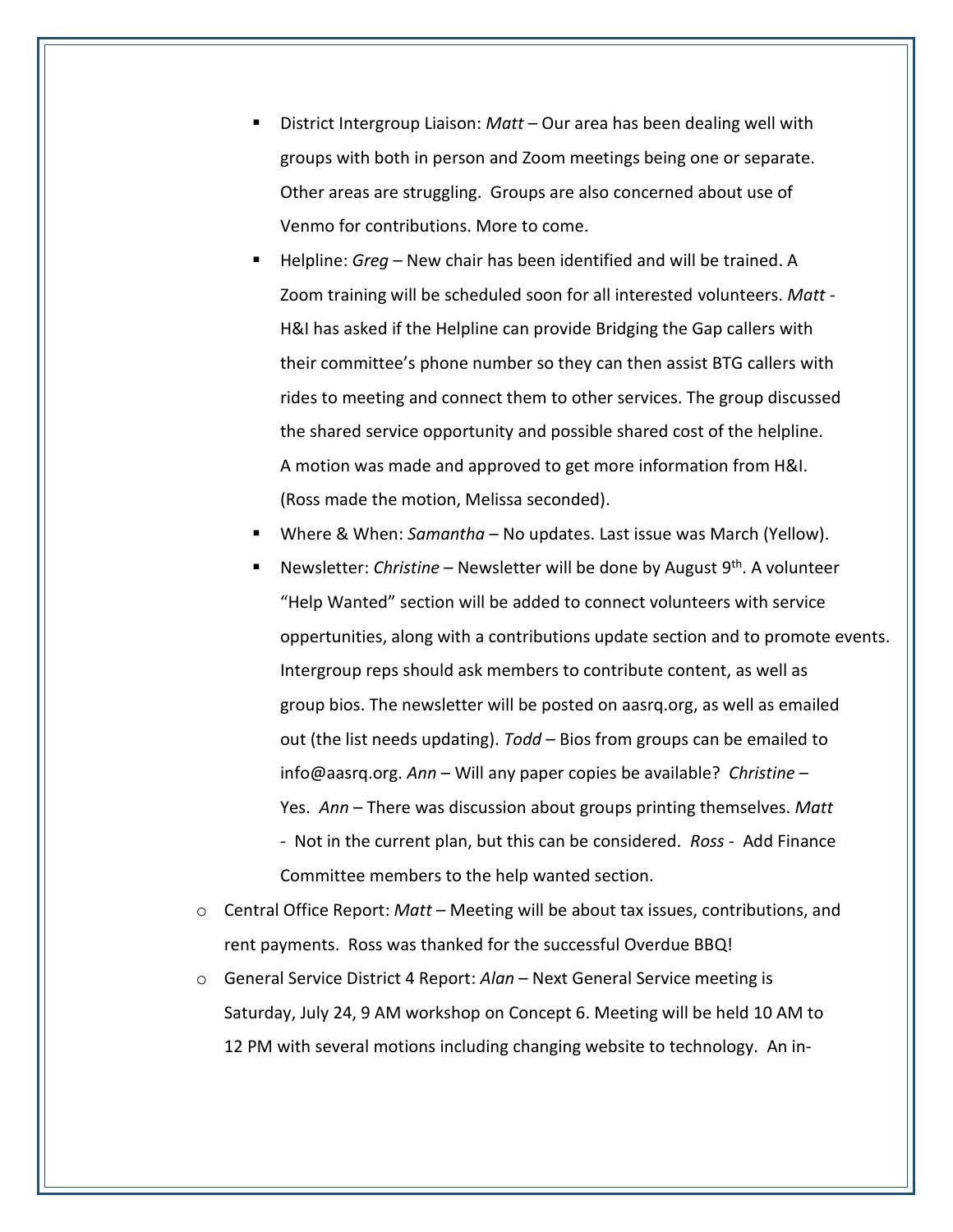- District Intergroup Liaison: *Matt* – Our area has been dealing well with groups with both in person and Zoom meetings being one or separate. Other areas are struggling. Groups are also concerned about use of Venmo for contributions. More to come.
  - Helpline: *Greg* – New chair has been identified and will be trained. A Zoom training will be scheduled soon for all interested volunteers. *Matt* - H&I has asked if the Helpline can provide Bridging the Gap callers with their committee's phone number so they can then assist BTG callers with rides to meeting and connect them to other services. The group discussed the shared service opportunity and possible shared cost of the helpline. A motion was made and approved to get more information from H&I. (Ross made the motion, Melissa seconded).
  - Where & When: *Samantha* – No updates. Last issue was March (Yellow).
  - Newsletter: *Christine* – Newsletter will be done by August 9th. A volunteer "Help Wanted" section will be added to connect volunteers with service oppertunities, along with a contributions update section and to promote events. Intergroup reps should ask members to contribute content, as well as group bios. The newsletter will be posted on aasrq.org, as well as emailed out (the list needs updating). *Todd* – Bios from groups can be emailed to info@aasrq.org. *Ann* – Will any paper copies be available? *Christine* – Yes. *Ann* – There was discussion about groups printing themselves. *Matt* - Not in the current plan, but this can be considered. *Ross* - Add Finance Committee members to the help wanted section.
- Central Office Report: *Matt* – Meeting will be about tax issues, contributions, and rent payments. Ross was thanked for the successful Overdue BBQ!
- General Service District 4 Report: *Alan* – Next General Service meeting is Saturday, July 24, 9 AM workshop on Concept 6. Meeting will be held 10 AM to 12 PM with several motions including changing website to technology. An in-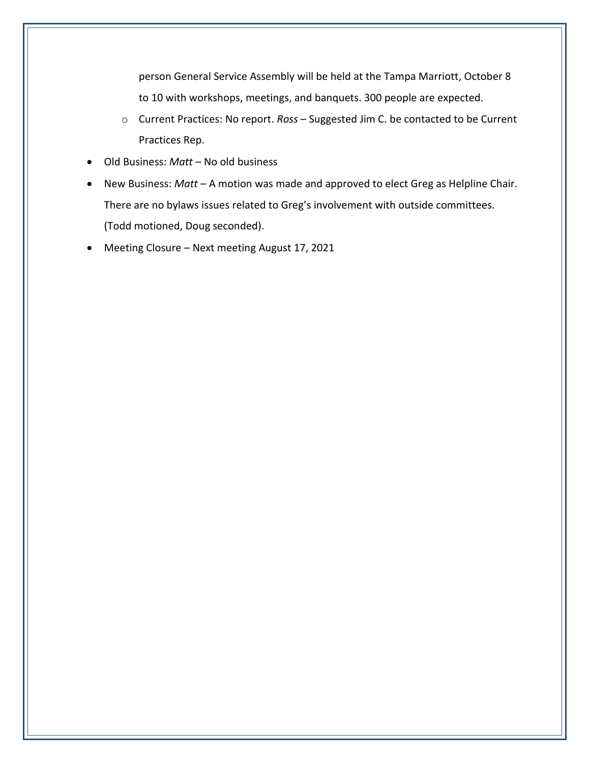person General Service Assembly will be held at the Tampa Marriott, October 8 to 10 with workshops, meetings, and banquets. 300 people are expected.
  - Current Practices: No report. *Ross* – Suggested Jim C. be contacted to be Current Practices Rep.

- Old Business: *Matt* – No old business
- New Business: *Matt* – A motion was made and approved to elect Greg as Helpline Chair. There are no bylaws issues related to Greg's involvement with outside committees. (Todd motioned, Doug seconded).
- Meeting Closure – Next meeting August 17, 2021